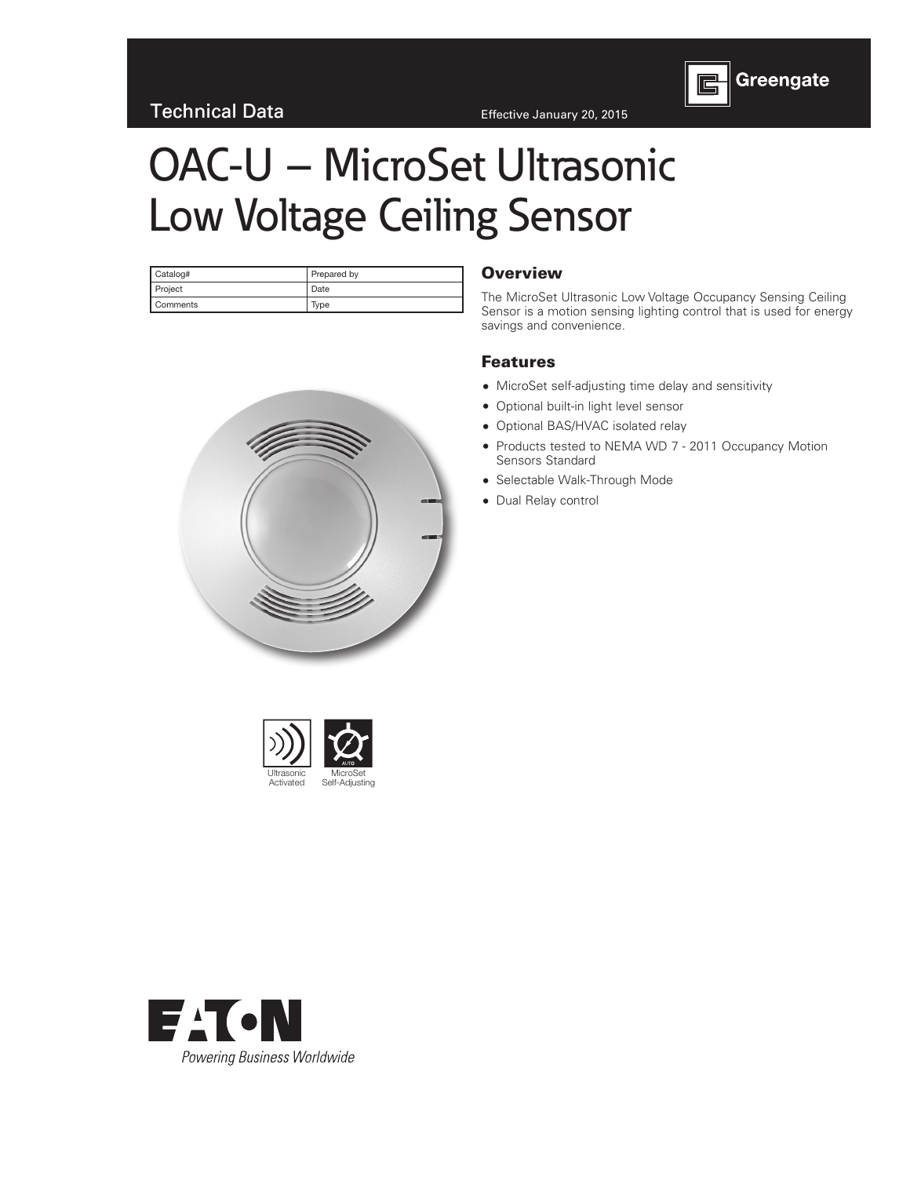Technical Data

Effective January 20, 2015

Greengate

# OAC-U – MicroSet Ultrasonic Low Voltage Ceiling Sensor

| Catalog# | Prepared by |
| --- | --- |
| Project | Date |
| Comments | Type |

Ultrasonic Activated

MicroSet Self-Adjusting

## Overview

The MicroSet Ultrasonic Low Voltage Occupancy Sensing Ceiling Sensor is a motion sensing lighting control that is used for energy savings and convenience.

## Features

- MicroSet self-adjusting time delay and sensitivity
- Optional built-in light level sensor
- Optional BAS/HVAC isolated relay
- Products tested to NEMA WD 7 - 2011 Occupancy Motion Sensors Standard
- Selectable Walk-Through Mode
- Dual Relay control

EATON

*Powering Business Worldwide*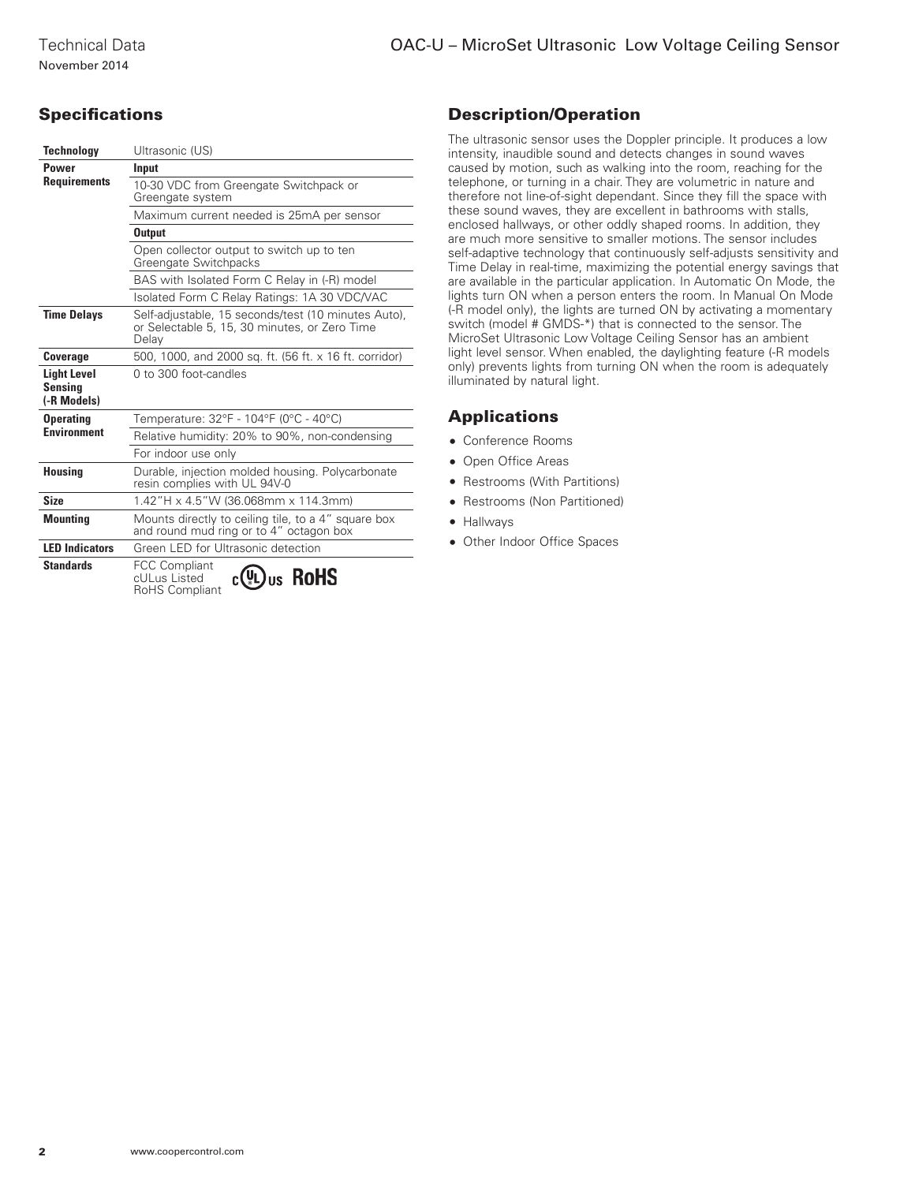## Specifications

| | |
|---|---|
| **Technology** | Ultrasonic (US) |
| **Power Requirements** | **Input** |
| | 10-30 VDC from Greengate Switchpack or Greengate system |
| | Maximum current needed is 25mA per sensor |
| | **Output** |
| | Open collector output to switch up to ten Greengate Switchpacks |
| | BAS with Isolated Form C Relay in (-R) model |
| | Isolated Form C Relay Ratings: 1A 30 VDC/VAC |
| **Time Delays** | Self-adjustable, 15 seconds/test (10 minutes Auto), or Selectable 5, 15, 30 minutes, or Zero Time Delay |
| **Coverage** | 500, 1000, and 2000 sq. ft. (56 ft. x 16 ft. corridor) |
| **Light Level Sensing (-R Models)** | 0 to 300 foot-candles |
| **Operating Environment** | Temperature: 32°F - 104°F (0°C - 40°C) |
| | Relative humidity: 20% to 90%, non-condensing |
| | For indoor use only |
| **Housing** | Durable, injection molded housing. Polycarbonate resin complies with UL 94V-0 |
| **Size** | 1.42"H x 4.5"W (36.068mm x 114.3mm) |
| **Mounting** | Mounts directly to ceiling tile, to a 4" square box and round mud ring or to 4" octagon box |
| **LED Indicators** | Green LED for Ultrasonic detection |
| **Standards** | FCC Compliant<br>cULus Listed<br>RoHS Compliant |

## Description/Operation

The ultrasonic sensor uses the Doppler principle. It produces a low intensity, inaudible sound and detects changes in sound waves caused by motion, such as walking into the room, reaching for the telephone, or turning in a chair. They are volumetric in nature and therefore not line-of-sight dependant. Since they fill the space with these sound waves, they are excellent in bathrooms with stalls, enclosed hallways, or other oddly shaped rooms. In addition, they are much more sensitive to smaller motions. The sensor includes self-adaptive technology that continuously self-adjusts sensitivity and Time Delay in real-time, maximizing the potential energy savings that are available in the particular application. In Automatic On Mode, the lights turn ON when a person enters the room. In Manual On Mode (-R model only), the lights are turned ON by activating a momentary switch (model # GMDS-*) that is connected to the sensor. The MicroSet Ultrasonic Low Voltage Ceiling Sensor has an ambient light level sensor. When enabled, the daylighting feature (-R models only) prevents lights from turning ON when the room is adequately illuminated by natural light.

## Applications

- Conference Rooms
- Open Office Areas
- Restrooms (With Partitions)
- Restrooms (Non Partitioned)
- Hallways
- Other Indoor Office Spaces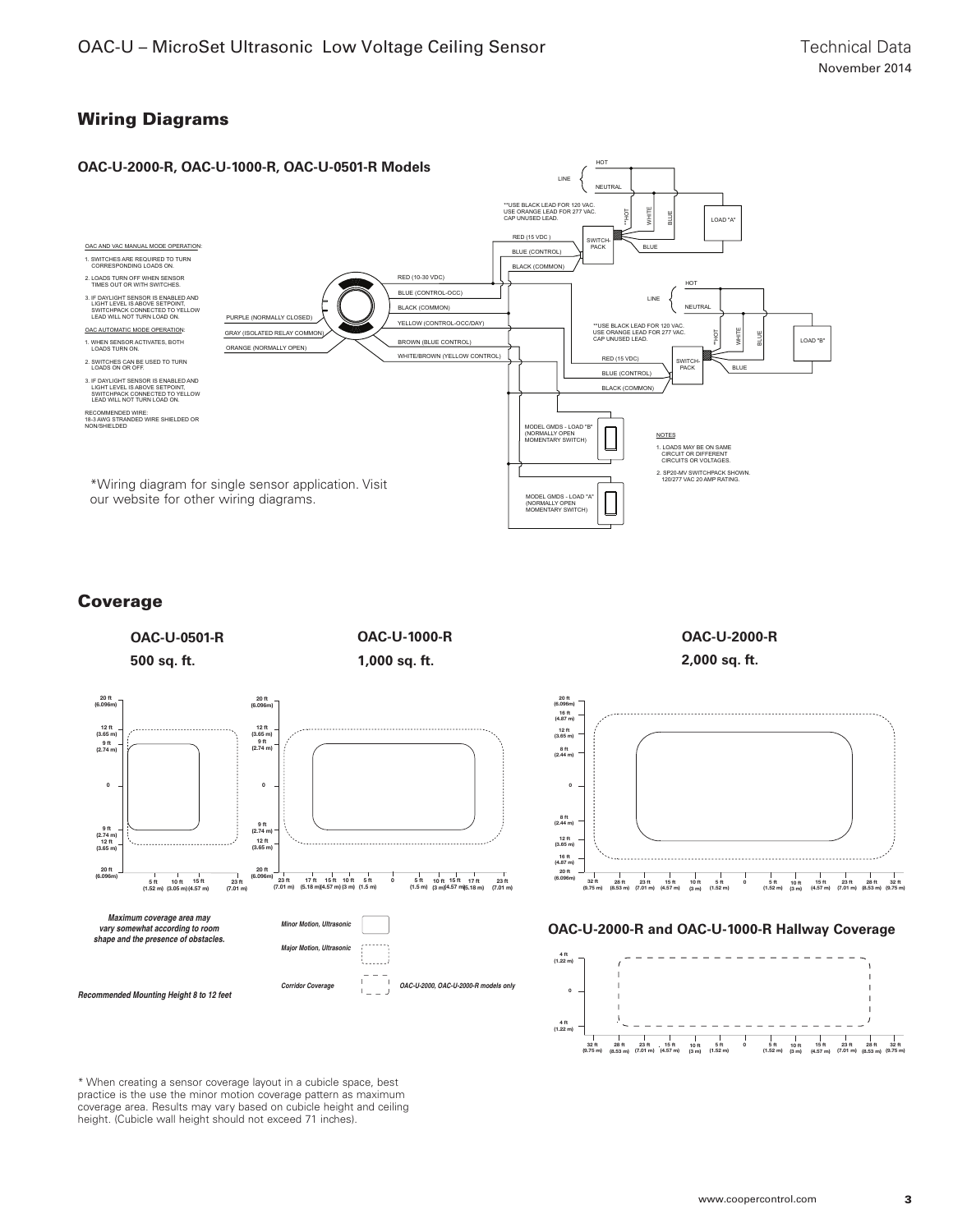## Wiring Diagrams

### OAC-U-2000-R, OAC-U-1000-R, OAC-U-0501-R Models

OAC AND VAC MANUAL MODE OPERATION:

1. SWITCHES ARE REQUIRED TO TURN CORRESPONDING LOADS ON.
2. LOADS TURN OFF WHEN SENSOR TIMES OUT OR WITH SWITCHES.
3. IF DAYLIGHT SENSOR IS ENABLED AND LIGHT LEVEL IS ABOVE SETPOINT, SWITCHPACK CONNECTED TO YELLOW LEAD WILL NOT TURN LOAD ON.

OAC AUTOMATIC MODE OPERATION:

1. WHEN SENSOR ACTIVATES, BOTH LOADS TURN ON.
2. SWITCHES CAN BE USED TO TURN LOADS ON OR OFF.
3. IF DAYLIGHT SENSOR IS ENABLED AND LIGHT LEVEL IS ABOVE SETPOINT, SWITCHPACK CONNECTED TO YELLOW LEAD WILL NOT TURN LOAD ON.

RECOMMENDED WIRE:
18-3 AWG STRANDED WIRE SHIELDED OR NON/SHIELDED

PURPLE (NORMALLY CLOSED)
GRAY (ISOLATED RELAY COMMON)
ORANGE (NORMALLY OPEN)
RED (10-30 VDC)
BLUE (CONTROL-OCC)
BLACK (COMMON)
YELLOW (CONTROL-OCC/DAY)
BROWN (BLUE CONTROL)
WHITE/BROWN (YELLOW CONTROL)

LINE: HOT, NEUTRAL

**USE BLACK LEAD FOR 120 VAC. USE ORANGE LEAD FOR 277 VAC. CAP UNUSED LEAD.

RED (15 VDC), BLUE (CONTROL), BLACK (COMMON), SWITCH-PACK, **HOT, WHITE, BLUE, LOAD "A"

RED (15 VDC), BLUE (CONTROL), BLACK (COMMON), SWITCH-PACK, **HOT, WHITE, BLUE, LOAD "B"

MODEL GMDS - LOAD "B" (NORMALLY OPEN MOMENTARY SWITCH)

MODEL GMDS - LOAD "A" (NORMALLY OPEN MOMENTARY SWITCH)

NOTES

1. LOADS MAY BE ON SAME CIRCUIT OR DIFFERENT CIRCUITS OR VOLTAGES.
2. SP20-MV SWITCHPACK SHOWN. 120/277 VAC 20 AMP RATING.

*Wiring diagram for single sensor application. Visit our website for other wiring diagrams.

## Coverage

**OAC-U-0501-R**
**500 sq. ft.**

**OAC-U-1000-R**
**1,000 sq. ft.**

**OAC-U-2000-R**
**2,000 sq. ft.**

*Maximum coverage area may vary somewhat according to room shape and the presence of obstacles.*

*Minor Motion, Ultrasonic*

*Major Motion, Ultrasonic*

*Corridor Coverage* — *OAC-U-2000, OAC-U-2000-R models only*

*Recommended Mounting Height 8 to 12 feet*

**OAC-U-2000-R and OAC-U-1000-R Hallway Coverage**

\* When creating a sensor coverage layout in a cubicle space, best practice is the use the minor motion coverage pattern as maximum coverage area. Results may vary based on cubicle height and ceiling height. (Cubicle wall height should not exceed 71 inches).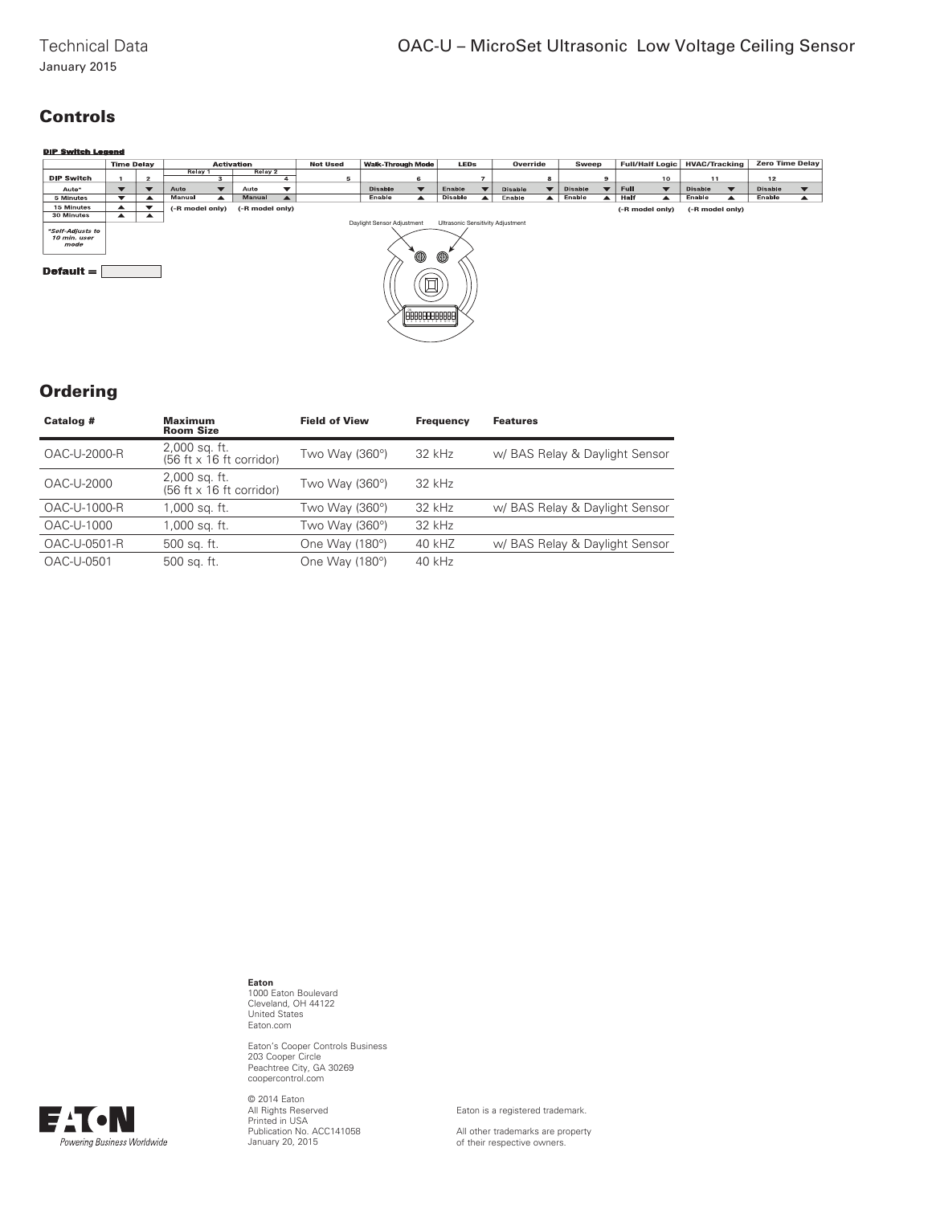## Controls

**DIP Switch Legend**

| | Time Delay | | Activation | | Not Used | Walk-Through Mode | LEDs | Override | Sweep | Full/Half Logic | HVAC/Tracking | Zero Time Delay |
|---|---|---|---|---|---|---|---|---|---|---|---|---|
| | | | Relay 1 | Relay 2 | | | | | | | | |
| DIP Switch | 1 | 2 | 3 | 4 | 5 | 6 | 7 | 8 | 9 | 10 | 11 | 12 |
| Auto* | ▼ | ▼ | Auto ▼ | Auto ▼ | | Disable ▼ | Enable ▼ | Disable ▼ | Disable ▼ | Full ▼ | Disable ▼ | Disable ▼ |
| 5 Minutes | ▼ | ▲ | Manual ▲ | Manual ▲ | | Enable ▲ | Disable ▲ | Enable ▲ | Enable ▲ | Half ▲ | Enable ▲ | Enable ▲ |
| 15 Minutes | ▲ | ▼ | (-R model only) | (-R model only) | | | | | | (-R model only) | (-R model only) | |
| 30 Minutes | ▲ | ▲ | | | | | | | | | | |

*Self-Adjusts to 10 min. user mode

**Default =**

Daylight Sensor Adjustment

Ultrasonic Sensitivity Adjustment

## Ordering

| Catalog # | Maximum Room Size | Field of View | Frequency | Features |
|---|---|---|---|---|
| OAC-U-2000-R | 2,000 sq. ft. (56 ft x 16 ft corridor) | Two Way (360°) | 32 kHz | w/ BAS Relay & Daylight Sensor |
| OAC-U-2000 | 2,000 sq. ft. (56 ft x 16 ft corridor) | Two Way (360°) | 32 kHz | |
| OAC-U-1000-R | 1,000 sq. ft. | Two Way (360°) | 32 kHz | w/ BAS Relay & Daylight Sensor |
| OAC-U-1000 | 1,000 sq. ft. | Two Way (360°) | 32 kHz | |
| OAC-U-0501-R | 500 sq. ft. | One Way (180°) | 40 kHZ | w/ BAS Relay & Daylight Sensor |
| OAC-U-0501 | 500 sq. ft. | One Way (180°) | 40 kHz | |

**Eaton**
1000 Eaton Boulevard
Cleveland, OH 44122
United States
Eaton.com

Eaton's Cooper Controls Business
203 Cooper Circle
Peachtree City, GA 30269
coopercontrol.com

© 2014 Eaton
All Rights Reserved
Printed in USA
Publication No. ACC141058
January 20, 2015

Eaton is a registered trademark.

All other trademarks are property of their respective owners.

EATON
Powering Business Worldwide